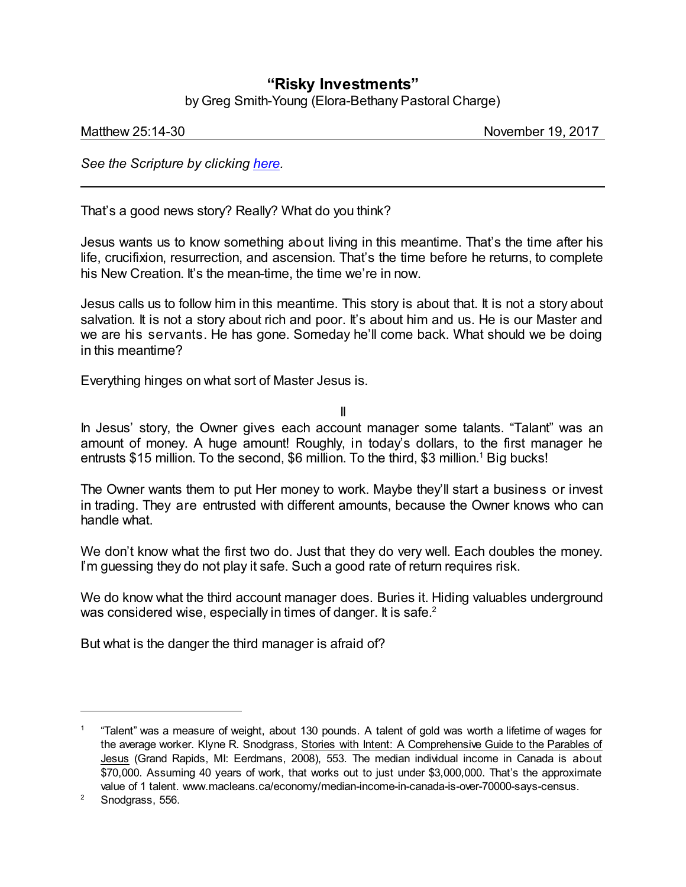# "Risky Investments"

by Greg Smith-Young (Elora-Bethany Pastoral Charge)

Matthew 25:14-30 — November 19, 2017

*See the Scripture by clicking here.*

---

That's a good news story? Really? What do you think?

Jesus wants us to know something about living in this meantime. That's the time after his life, crucifixion, resurrection, and ascension. That's the time before he returns, to complete his New Creation. It's the mean-time, the time we're in now.

Jesus calls us to follow him in this meantime. This story is about that. It is not a story about salvation. It is not a story about rich and poor. It's about him and us. He is our Master and we are his servants. He has gone. Someday he'll come back. What should we be doing in this meantime?

Everything hinges on what sort of Master Jesus is.

II

In Jesus' story, the Owner gives each account manager some talants. "Talant" was an amount of money. A huge amount! Roughly, in today's dollars, to the first manager he entrusts $15 million. To the second, $6 million. To the third, $3 million.[1] Big bucks!

The Owner wants them to put Her money to work. Maybe they'll start a business or invest in trading. They are entrusted with different amounts, because the Owner knows who can handle what.

We don't know what the first two do. Just that they do very well. Each doubles the money. I'm guessing they do not play it safe. Such a good rate of return requires risk.

We do know what the third account manager does. Buries it. Hiding valuables underground was considered wise, especially in times of danger. It is safe.[2]

But what is the danger the third manager is afraid of?

---

[1] "Talent" was a measure of weight, about 130 pounds. A talent of gold was worth a lifetime of wages for the average worker. Klyne R. Snodgrass, Stories with Intent: A Comprehensive Guide to the Parables of Jesus (Grand Rapids, MI: Eerdmans, 2008), 553. The median individual income in Canada is about $70,000. Assuming 40 years of work, that works out to just under $3,000,000. That's the approximate value of 1 talent. www.macleans.ca/economy/median-income-in-canada-is-over-70000-says-census.

[2] Snodgrass, 556.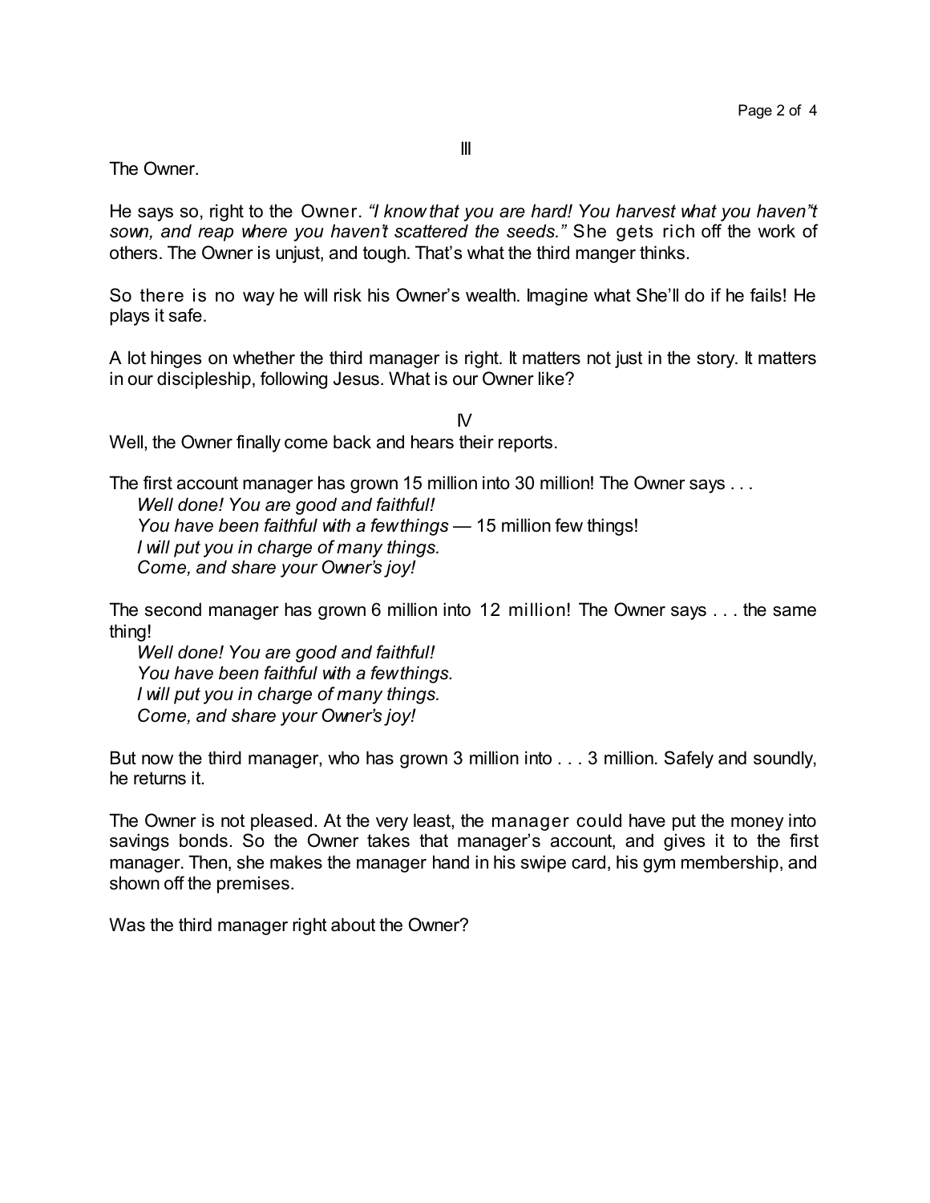III

The Owner.

He says so, right to the Owner. *"I know that you are hard! You harvest what you haven"t sown, and reap where you haven't scattered the seeds."* She gets rich off the work of others. The Owner is unjust, and tough. That's what the third manger thinks.

So there is no way he will risk his Owner's wealth. Imagine what She'll do if he fails! He plays it safe.

A lot hinges on whether the third manager is right. It matters not just in the story. It matters in our discipleship, following Jesus. What is our Owner like?

IV

Well, the Owner finally come back and hears their reports.

The first account manager has grown 15 million into 30 million! The Owner says . . .

*Well done! You are good and faithful!*
*You have been faithful with a few things* — 15 million few things!
*I will put you in charge of many things.*
*Come, and share your Owner's joy!*

The second manager has grown 6 million into 12 million! The Owner says . . . the same thing!

*Well done! You are good and faithful!*
*You have been faithful with a few things.*
*I will put you in charge of many things.*
*Come, and share your Owner's joy!*

But now the third manager, who has grown 3 million into . . . 3 million. Safely and soundly, he returns it.

The Owner is not pleased. At the very least, the manager could have put the money into savings bonds. So the Owner takes that manager's account, and gives it to the first manager. Then, she makes the manager hand in his swipe card, his gym membership, and shown off the premises.

Was the third manager right about the Owner?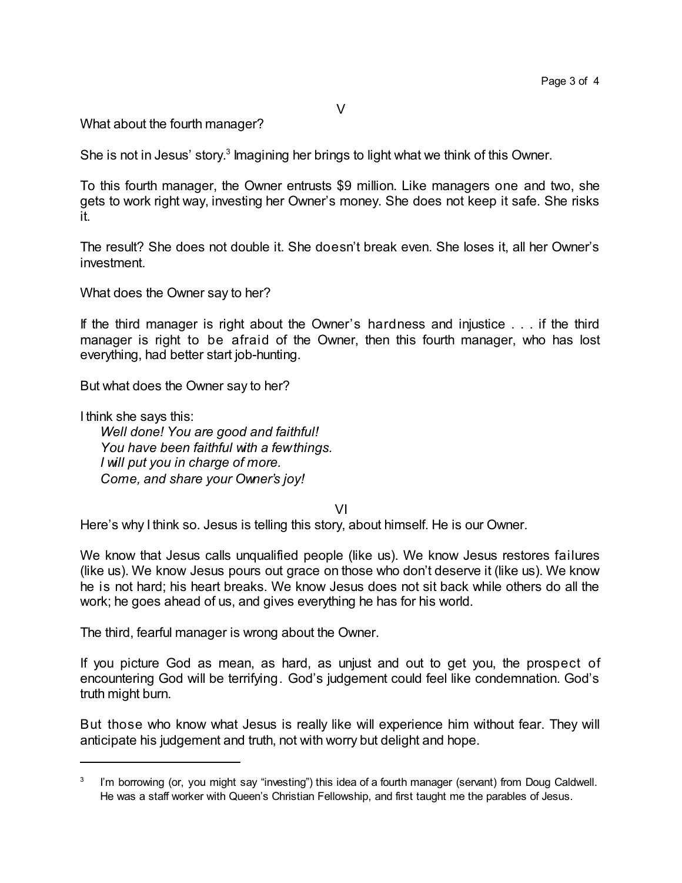## V

What about the fourth manager?

She is not in Jesus' story.[3] Imagining her brings to light what we think of this Owner.

To this fourth manager, the Owner entrusts $9 million. Like managers one and two, she gets to work right way, investing her Owner's money. She does not keep it safe. She risks it.

The result? She does not double it. She doesn't break even. She loses it, all her Owner's investment.

What does the Owner say to her?

If the third manager is right about the Owner's hardness and injustice . . . if the third manager is right to be afraid of the Owner, then this fourth manager, who has lost everything, had better start job-hunting.

But what does the Owner say to her?

I think she says this:

*Well done! You are good and faithful!*
*You have been faithful with a few things.*
*I will put you in charge of more.*
*Come, and share your Owner's joy!*

## VI

Here's why I think so. Jesus is telling this story, about himself. He is our Owner.

We know that Jesus calls unqualified people (like us). We know Jesus restores failures (like us). We know Jesus pours out grace on those who don't deserve it (like us). We know he is not hard; his heart breaks. We know Jesus does not sit back while others do all the work; he goes ahead of us, and gives everything he has for his world.

The third, fearful manager is wrong about the Owner.

If you picture God as mean, as hard, as unjust and out to get you, the prospect of encountering God will be terrifying. God's judgement could feel like condemnation. God's truth might burn.

But those who know what Jesus is really like will experience him without fear. They will anticipate his judgement and truth, not with worry but delight and hope.

---

[3] I'm borrowing (or, you might say "investing") this idea of a fourth manager (servant) from Doug Caldwell. He was a staff worker with Queen's Christian Fellowship, and first taught me the parables of Jesus.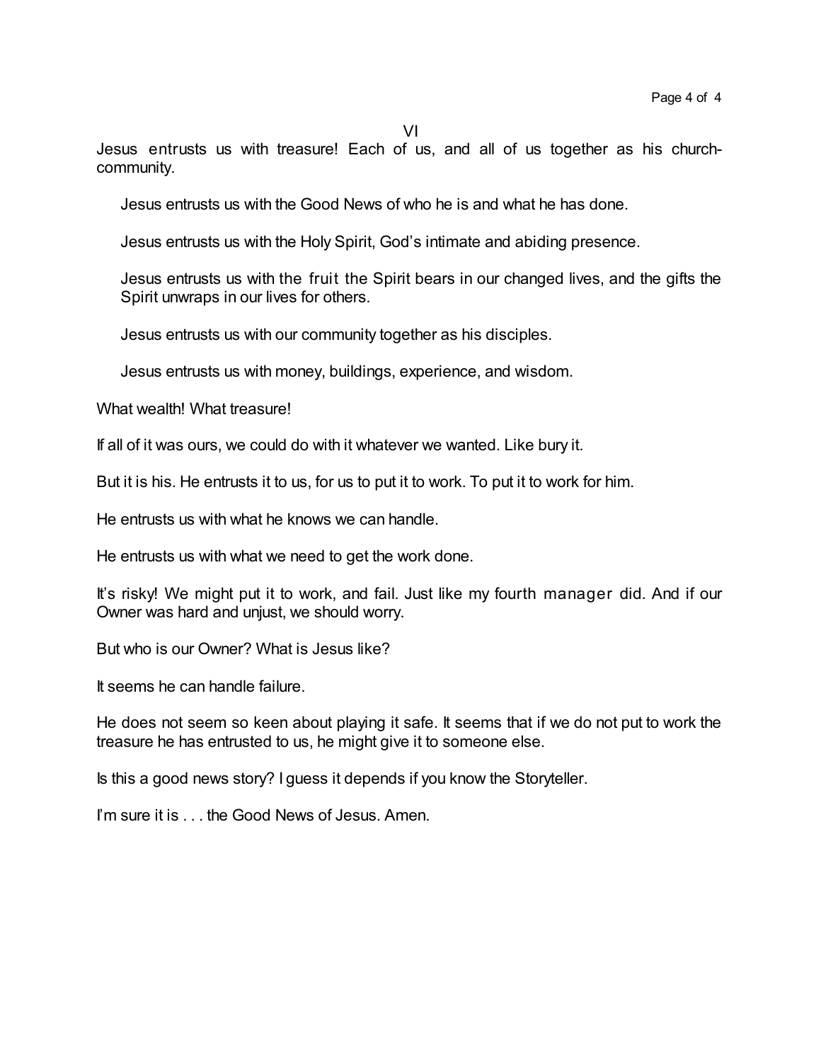VI

Jesus entrusts us with treasure! Each of us, and all of us together as his church-community.

> Jesus entrusts us with the Good News of who he is and what he has done.
>
> Jesus entrusts us with the Holy Spirit, God's intimate and abiding presence.
>
> Jesus entrusts us with the fruit the Spirit bears in our changed lives, and the gifts the Spirit unwraps in our lives for others.
>
> Jesus entrusts us with our community together as his disciples.
>
> Jesus entrusts us with money, buildings, experience, and wisdom.

What wealth! What treasure!

If all of it was ours, we could do with it whatever we wanted. Like bury it.

But it is his. He entrusts it to us, for us to put it to work. To put it to work for him.

He entrusts us with what he knows we can handle.

He entrusts us with what we need to get the work done.

It's risky! We might put it to work, and fail. Just like my fourth manager did. And if our Owner was hard and unjust, we should worry.

But who is our Owner? What is Jesus like?

It seems he can handle failure.

He does not seem so keen about playing it safe. It seems that if we do not put to work the treasure he has entrusted to us, he might give it to someone else.

Is this a good news story? I guess it depends if you know the Storyteller.

I'm sure it is . . . the Good News of Jesus. Amen.